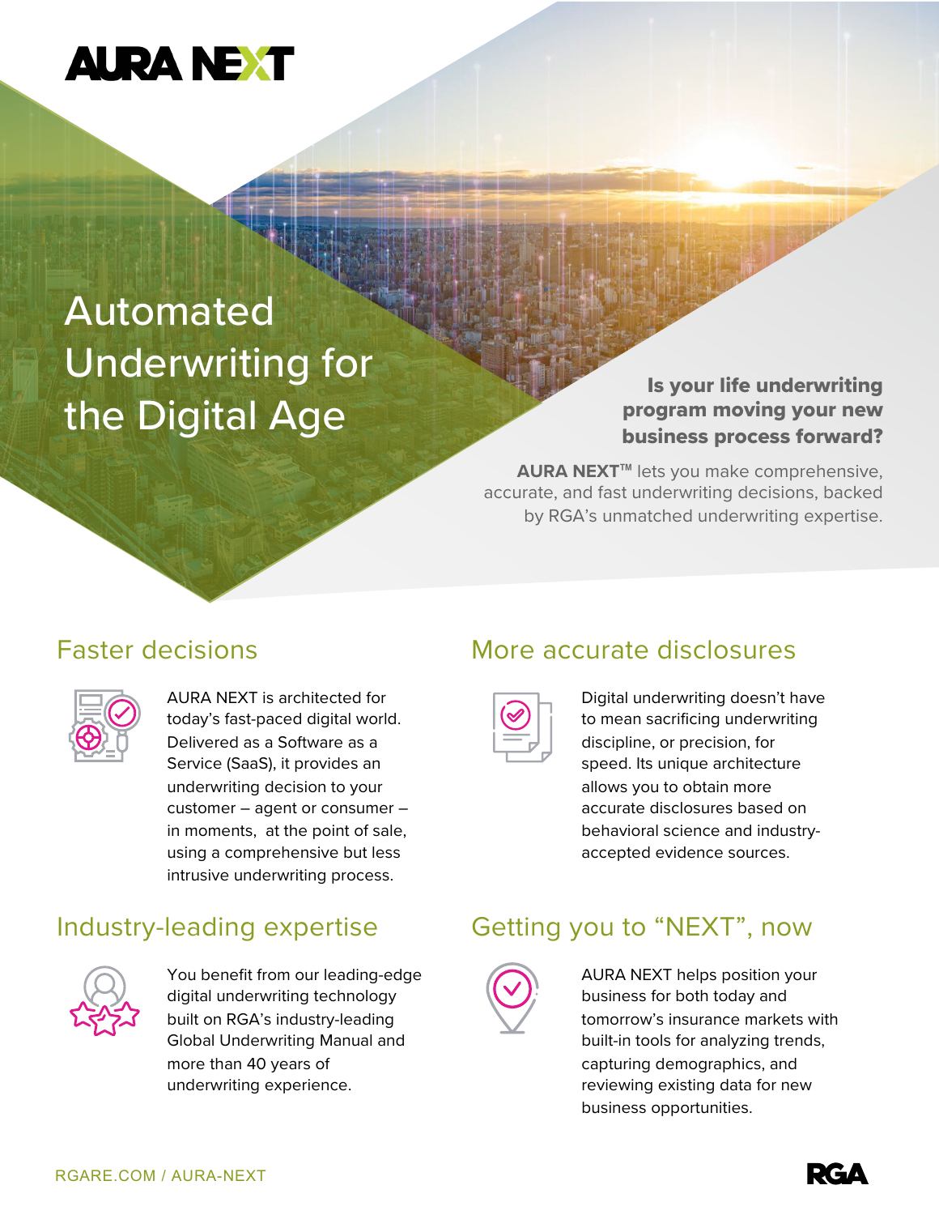AURA NEXT

# Automated Underwriting for the Digital Age

**Is your life underwriting program moving your new business process forward?**

**AURA NEXT™** lets you make comprehensive, accurate, and fast underwriting decisions, backed by RGA's unmatched underwriting expertise.

## Faster decisions

AURA NEXT is architected for today's fast-paced digital world. Delivered as a Software as a Service (SaaS), it provides an underwriting decision to your customer – agent or consumer – in moments, at the point of sale, using a comprehensive but less intrusive underwriting process.

## More accurate disclosures

Digital underwriting doesn't have to mean sacrificing underwriting discipline, or precision, for speed. Its unique architecture allows you to obtain more accurate disclosures based on behavioral science and industry-accepted evidence sources.

## Industry-leading expertise

You benefit from our leading-edge digital underwriting technology built on RGA's industry-leading Global Underwriting Manual and more than 40 years of underwriting experience.

## Getting you to "NEXT", now

AURA NEXT helps position your business for both today and tomorrow's insurance markets with built-in tools for analyzing trends, capturing demographics, and reviewing existing data for new business opportunities.

RGARE.COM / AURA-NEXT

RGA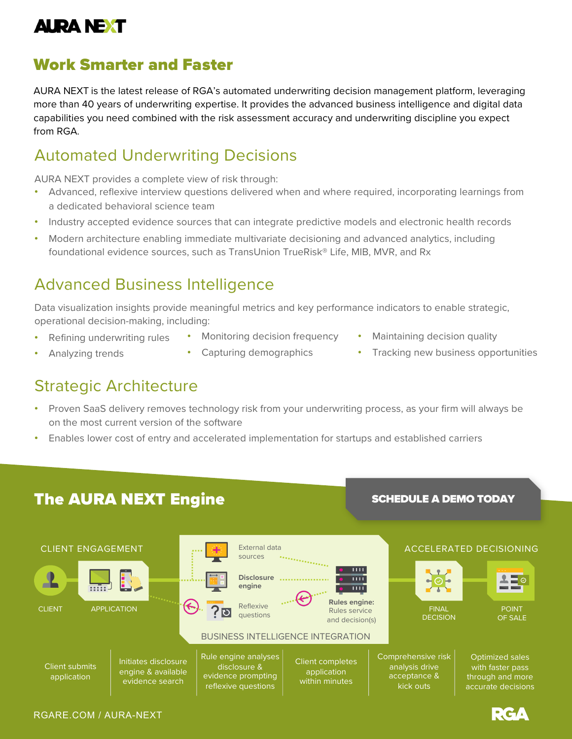# AURA NEXT

## Work Smarter and Faster

AURA NEXT is the latest release of RGA's automated underwriting decision management platform, leveraging more than 40 years of underwriting expertise. It provides the advanced business intelligence and digital data capabilities you need combined with the risk assessment accuracy and underwriting discipline you expect from RGA.

## Automated Underwriting Decisions

AURA NEXT provides a complete view of risk through:

- Advanced, reflexive interview questions delivered when and where required, incorporating learnings from a dedicated behavioral science team
- Industry accepted evidence sources that can integrate predictive models and electronic health records
- Modern architecture enabling immediate multivariate decisioning and advanced analytics, including foundational evidence sources, such as TransUnion TrueRisk® Life, MIB, MVR, and Rx

## Advanced Business Intelligence

Data visualization insights provide meaningful metrics and key performance indicators to enable strategic, operational decision-making, including:

- Refining underwriting rules
- Analyzing trends
- Monitoring decision frequency
- Capturing demographics
- Maintaining decision quality
- Tracking new business opportunities

## Strategic Architecture

- Proven SaaS delivery removes technology risk from your underwriting process, as your firm will always be on the most current version of the software
- Enables lower cost of entry and accelerated implementation for startups and established carriers

## The AURA NEXT Engine

**SCHEDULE A DEMO TODAY**

CLIENT ENGAGEMENT

CLIENT — APPLICATION

BUSINESS INTELLIGENCE INTEGRATION

External data sources

**Disclosure engine**

Reflexive questions

**Rules engine:** Rules service and decision(s)

ACCELERATED DECISIONING

FINAL DECISION — POINT OF SALE

| Client submits application | Initiates disclosure engine & available evidence search | Rule engine analyses disclosure & evidence prompting reflexive questions | Client completes application within minutes | Comprehensive risk analysis drive acceptance & kick outs | Optimized sales with faster pass through and more accurate decisions |
|---|---|---|---|---|---|

RGARE.COM / AURA-NEXT

RGA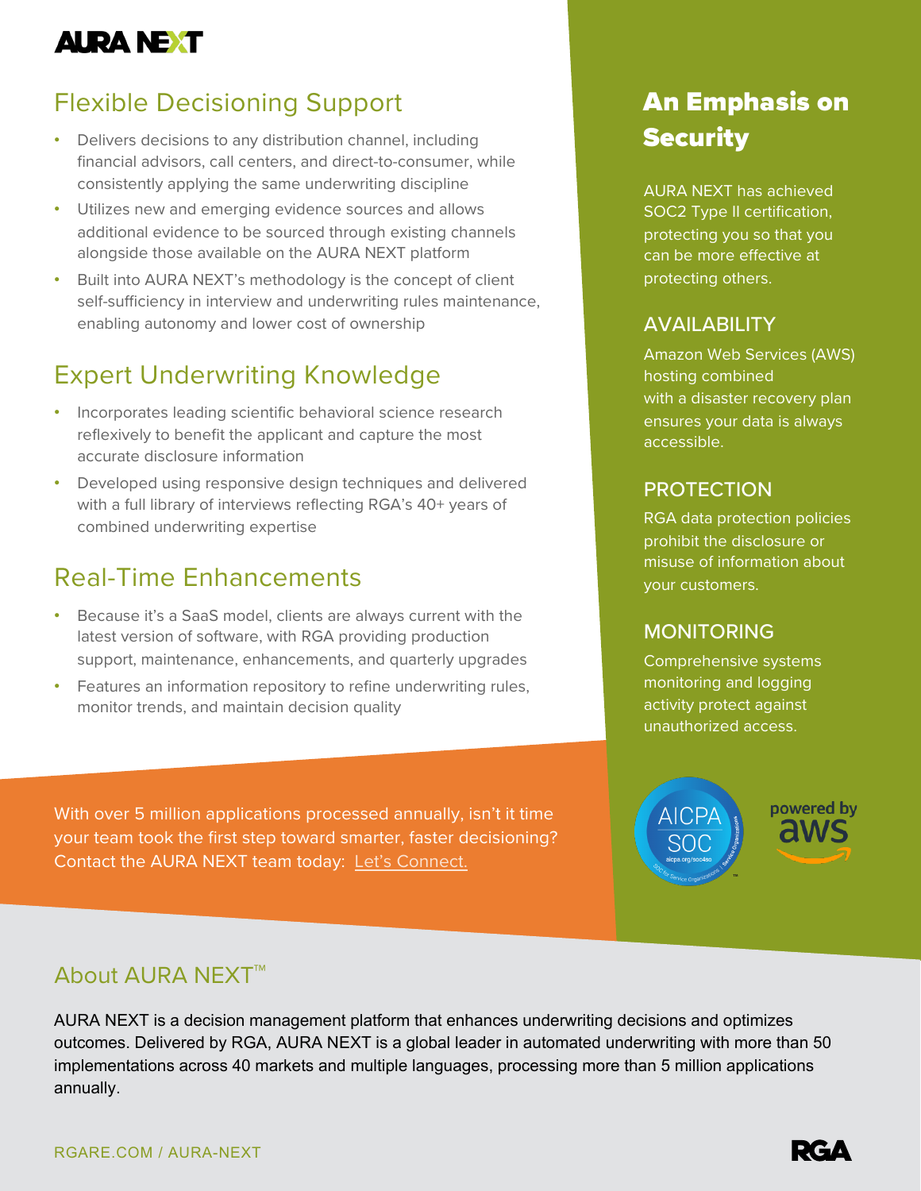# AURA NEXT

## Flexible Decisioning Support

- Delivers decisions to any distribution channel, including financial advisors, call centers, and direct-to-consumer, while consistently applying the same underwriting discipline
- Utilizes new and emerging evidence sources and allows additional evidence to be sourced through existing channels alongside those available on the AURA NEXT platform
- Built into AURA NEXT's methodology is the concept of client self-sufficiency in interview and underwriting rules maintenance, enabling autonomy and lower cost of ownership

## Expert Underwriting Knowledge

- Incorporates leading scientific behavioral science research reflexively to benefit the applicant and capture the most accurate disclosure information
- Developed using responsive design techniques and delivered with a full library of interviews reflecting RGA's 40+ years of combined underwriting expertise

## Real-Time Enhancements

- Because it's a SaaS model, clients are always current with the latest version of software, with RGA providing production support, maintenance, enhancements, and quarterly upgrades
- Features an information repository to refine underwriting rules, monitor trends, and maintain decision quality

With over 5 million applications processed annually, isn't it time your team took the first step toward smarter, faster decisioning? Contact the AURA NEXT team today: Let's Connect.

## An Emphasis on Security

AURA NEXT has achieved SOC2 Type II certification, protecting you so that you can be more effective at protecting others.

### AVAILABILITY

Amazon Web Services (AWS) hosting combined with a disaster recovery plan ensures your data is always accessible.

### PROTECTION

RGA data protection policies prohibit the disclosure or misuse of information about your customers.

### MONITORING

Comprehensive systems monitoring and logging activity protect against unauthorized access.

AICPA SOC
aicpa.org/soc4so
SOC for Service Organizations | Service Organizations

powered by aws

## About AURA NEXT™

AURA NEXT is a decision management platform that enhances underwriting decisions and optimizes outcomes. Delivered by RGA, AURA NEXT is a global leader in automated underwriting with more than 50 implementations across 40 markets and multiple languages, processing more than 5 million applications annually.

RGARE.COM / AURA-NEXT

RGA